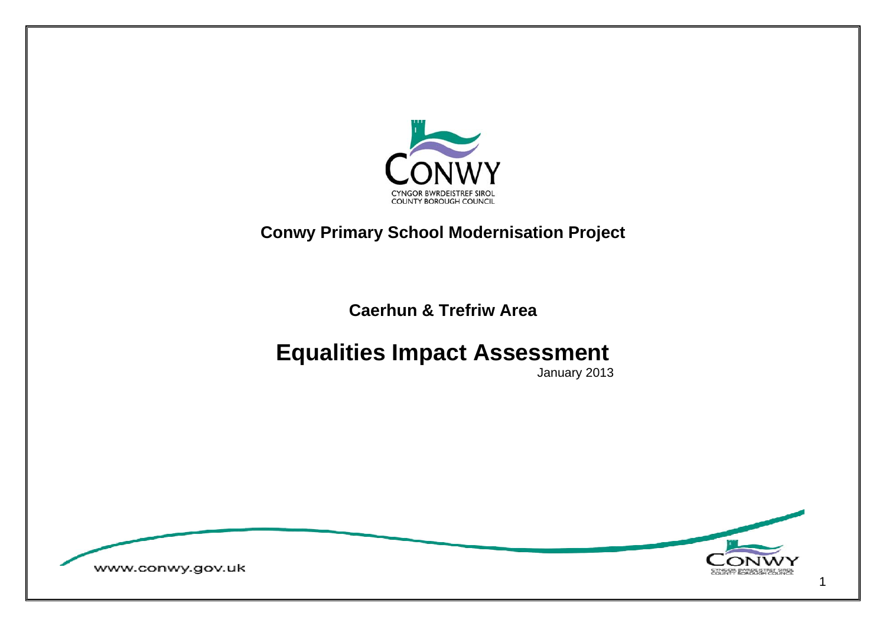CONWY

CYNGOR BWRDEISTREF SIROL
COUNTY BOROUGH COUNCIL

**Conwy Primary School Modernisation Project**

**Caerhun & Trefriw Area**

# Equalities Impact Assessment

January 2013

www.conwy.gov.uk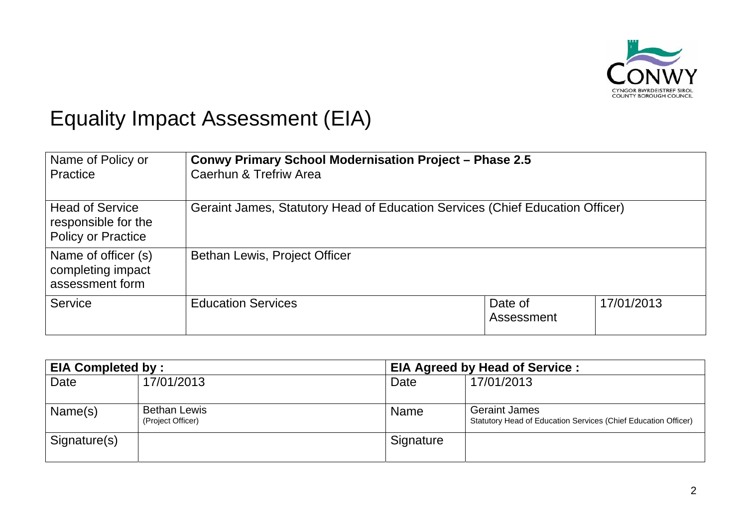# Equality Impact Assessment (EIA)

| Name of Policy or Practice | **Conwy Primary School Modernisation Project – Phase 2.5**<br>Caerhun & Trefriw Area | | |
|---|---|---|---|
| Head of Service responsible for the Policy or Practice | Geraint James, Statutory Head of Education Services (Chief Education Officer) | | |
| Name of officer (s) completing impact assessment form | Bethan Lewis, Project Officer | | |
| Service | Education Services | Date of Assessment | 17/01/2013 |

| **EIA Completed by :** | | **EIA Agreed by Head of Service :** | |
|---|---|---|---|
| Date | 17/01/2013 | Date | 17/01/2013 |
| Name(s) | Bethan Lewis<br>(Project Officer) | Name | Geraint James<br>Statutory Head of Education Services (Chief Education Officer) |
| Signature(s) | | Signature | |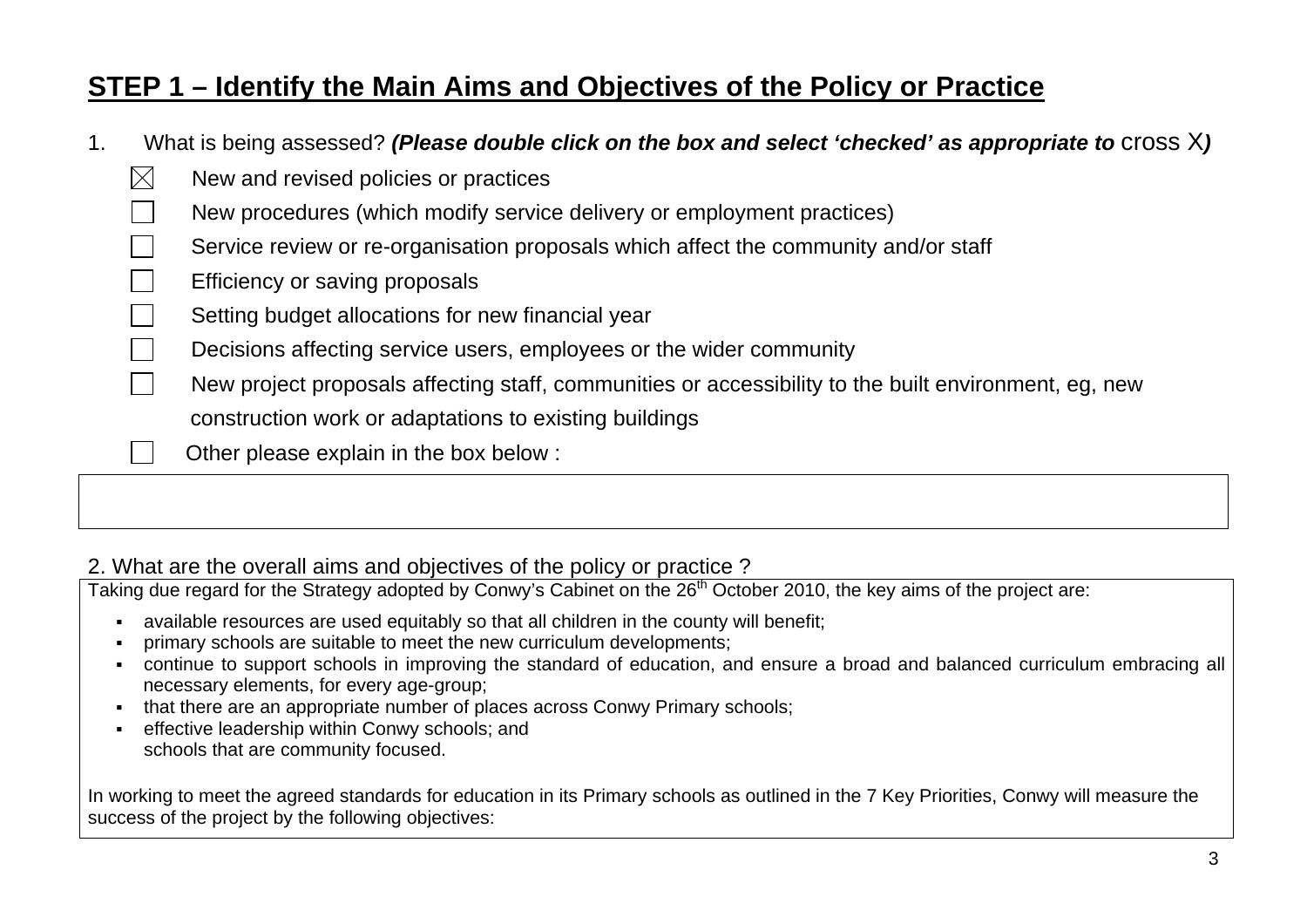## STEP 1 – Identify the Main Aims and Objectives of the Policy or Practice

1. What is being assessed? ***(Please double click on the box and select 'checked' as appropriate to*** cross X***)***

- ☒ New and revised policies or practices
- ☐ New procedures (which modify service delivery or employment practices)
- ☐ Service review or re-organisation proposals which affect the community and/or staff
- ☐ Efficiency or saving proposals
- ☐ Setting budget allocations for new financial year
- ☐ Decisions affecting service users, employees or the wider community
- ☐ New project proposals affecting staff, communities or accessibility to the built environment, eg, new construction work or adaptations to existing buildings
- ☐ Other please explain in the box below :

2. What are the overall aims and objectives of the policy or practice ?

Taking due regard for the Strategy adopted by Conwy's Cabinet on the 26th October 2010, the key aims of the project are:

- available resources are used equitably so that all children in the county will benefit;
- primary schools are suitable to meet the new curriculum developments;
- continue to support schools in improving the standard of education, and ensure a broad and balanced curriculum embracing all necessary elements, for every age-group;
- that there are an appropriate number of places across Conwy Primary schools;
- effective leadership within Conwy schools; and
  schools that are community focused.

In working to meet the agreed standards for education in its Primary schools as outlined in the 7 Key Priorities, Conwy will measure the success of the project by the following objectives: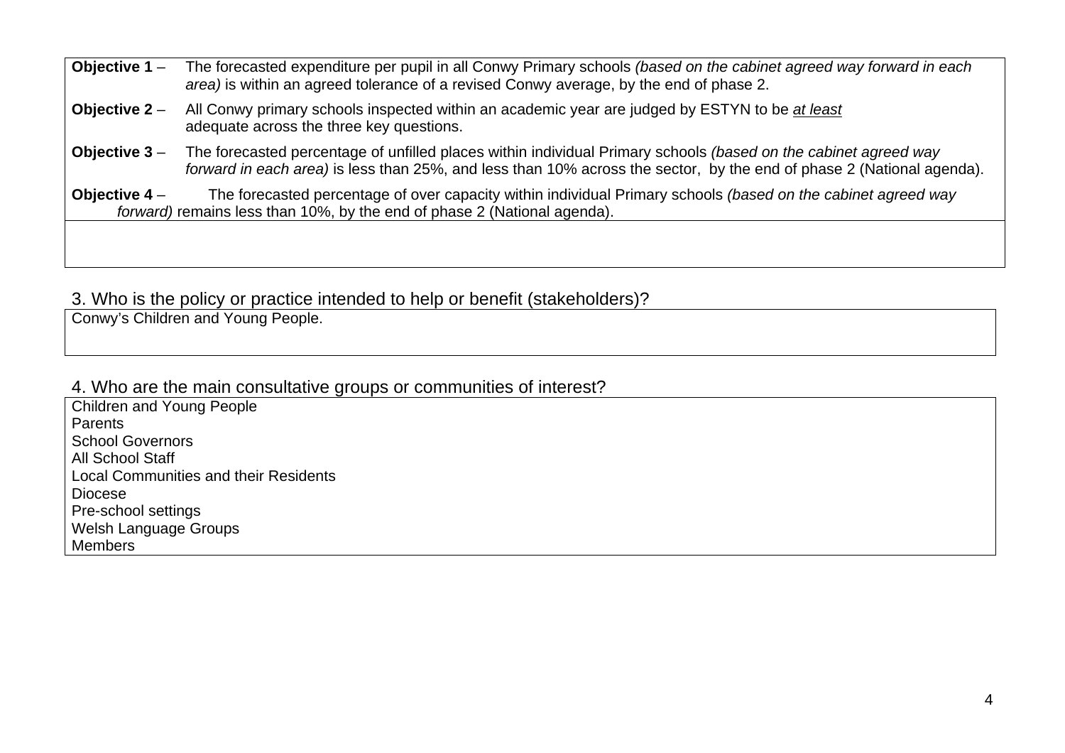**Objective 1** – The forecasted expenditure per pupil in all Conwy Primary schools *(based on the cabinet agreed way forward in each area)* is within an agreed tolerance of a revised Conwy average, by the end of phase 2.

**Objective 2** – All Conwy primary schools inspected within an academic year are judged by ESTYN to be *at least* adequate across the three key questions.

**Objective 3** – The forecasted percentage of unfilled places within individual Primary schools *(based on the cabinet agreed way forward in each area)* is less than 25%, and less than 10% across the sector, by the end of phase 2 (National agenda).

**Objective 4** – The forecasted percentage of over capacity within individual Primary schools *(based on the cabinet agreed way forward)* remains less than 10%, by the end of phase 2 (National agenda).

## 3. Who is the policy or practice intended to help or benefit (stakeholders)?

Conwy's Children and Young People.

## 4. Who are the main consultative groups or communities of interest?

Children and Young People
Parents
School Governors
All School Staff
Local Communities and their Residents
Diocese
Pre-school settings
Welsh Language Groups
Members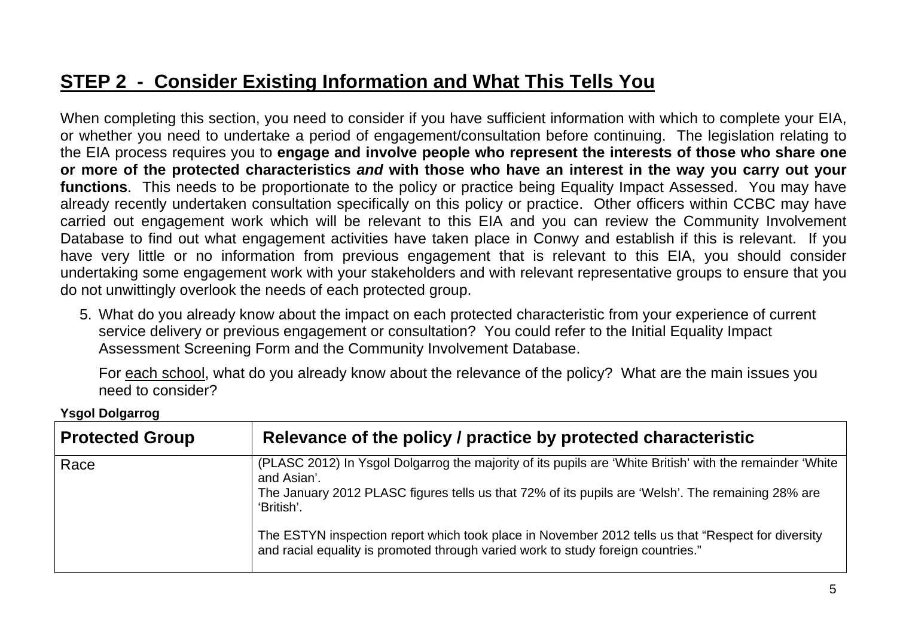## STEP 2 - Consider Existing Information and What This Tells You

When completing this section, you need to consider if you have sufficient information with which to complete your EIA, or whether you need to undertake a period of engagement/consultation before continuing. The legislation relating to the EIA process requires you to **engage and involve people who represent the interests of those who share one or more of the protected characteristics *and* with those who have an interest in the way you carry out your functions**. This needs to be proportionate to the policy or practice being Equality Impact Assessed. You may have already recently undertaken consultation specifically on this policy or practice. Other officers within CCBC may have carried out engagement work which will be relevant to this EIA and you can review the Community Involvement Database to find out what engagement activities have taken place in Conwy and establish if this is relevant. If you have very little or no information from previous engagement that is relevant to this EIA, you should consider undertaking some engagement work with your stakeholders and with relevant representative groups to ensure that you do not unwittingly overlook the needs of each protected group.

5. What do you already know about the impact on each protected characteristic from your experience of current service delivery or previous engagement or consultation? You could refer to the Initial Equality Impact Assessment Screening Form and the Community Involvement Database.

   For each school, what do you already know about the relevance of the policy? What are the main issues you need to consider?

**Ysgol Dolgarrog**

| Protected Group | Relevance of the policy / practice by protected characteristic |
|---|---|
| Race | (PLASC 2012) In Ysgol Dolgarrog the majority of its pupils are 'White British' with the remainder 'White and Asian'.<br>The January 2012 PLASC figures tells us that 72% of its pupils are 'Welsh'. The remaining 28% are 'British'.<br><br>The ESTYN inspection report which took place in November 2012 tells us that "Respect for diversity and racial equality is promoted through varied work to study foreign countries." |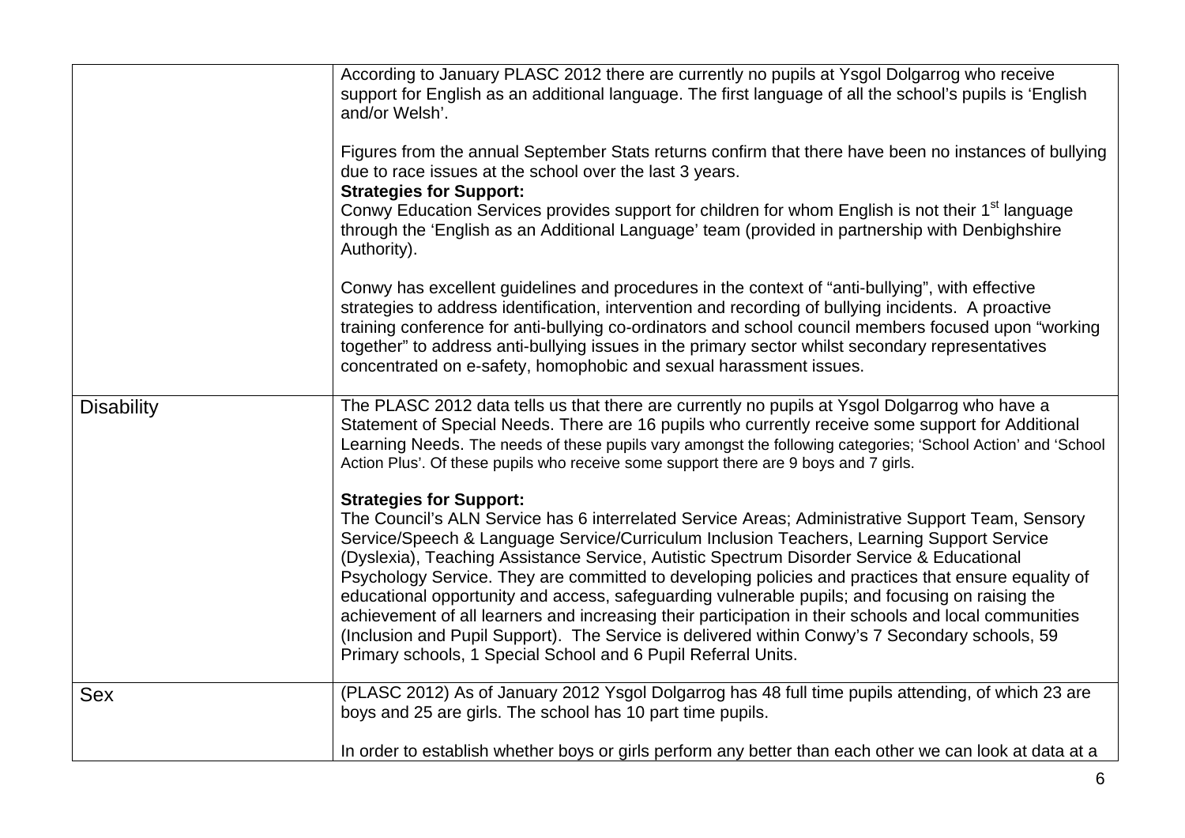| | |
|---|---|
| | According to January PLASC 2012 there are currently no pupils at Ysgol Dolgarrog who receive support for English as an additional language. The first language of all the school's pupils is 'English and/or Welsh'.<br><br>Figures from the annual September Stats returns confirm that there have been no instances of bullying due to race issues at the school over the last 3 years.<br>**Strategies for Support:**<br>Conwy Education Services provides support for children for whom English is not their 1st language through the 'English as an Additional Language' team (provided in partnership with Denbighshire Authority).<br><br>Conwy has excellent guidelines and procedures in the context of "anti-bullying", with effective strategies to address identification, intervention and recording of bullying incidents. A proactive training conference for anti-bullying co-ordinators and school council members focused upon "working together" to address anti-bullying issues in the primary sector whilst secondary representatives concentrated on e-safety, homophobic and sexual harassment issues. |
| Disability | The PLASC 2012 data tells us that there are currently no pupils at Ysgol Dolgarrog who have a Statement of Special Needs. There are 16 pupils who currently receive some support for Additional Learning Needs. The needs of these pupils vary amongst the following categories; 'School Action' and 'School Action Plus'. Of these pupils who receive some support there are 9 boys and 7 girls.<br><br>**Strategies for Support:**<br>The Council's ALN Service has 6 interrelated Service Areas; Administrative Support Team, Sensory Service/Speech & Language Service/Curriculum Inclusion Teachers, Learning Support Service (Dyslexia), Teaching Assistance Service, Autistic Spectrum Disorder Service & Educational Psychology Service. They are committed to developing policies and practices that ensure equality of educational opportunity and access, safeguarding vulnerable pupils; and focusing on raising the achievement of all learners and increasing their participation in their schools and local communities (Inclusion and Pupil Support). The Service is delivered within Conwy's 7 Secondary schools, 59 Primary schools, 1 Special School and 6 Pupil Referral Units. |
| Sex | (PLASC 2012) As of January 2012 Ysgol Dolgarrog has 48 full time pupils attending, of which 23 are boys and 25 are girls. The school has 10 part time pupils.<br><br>In order to establish whether boys or girls perform any better than each other we can look at data at a |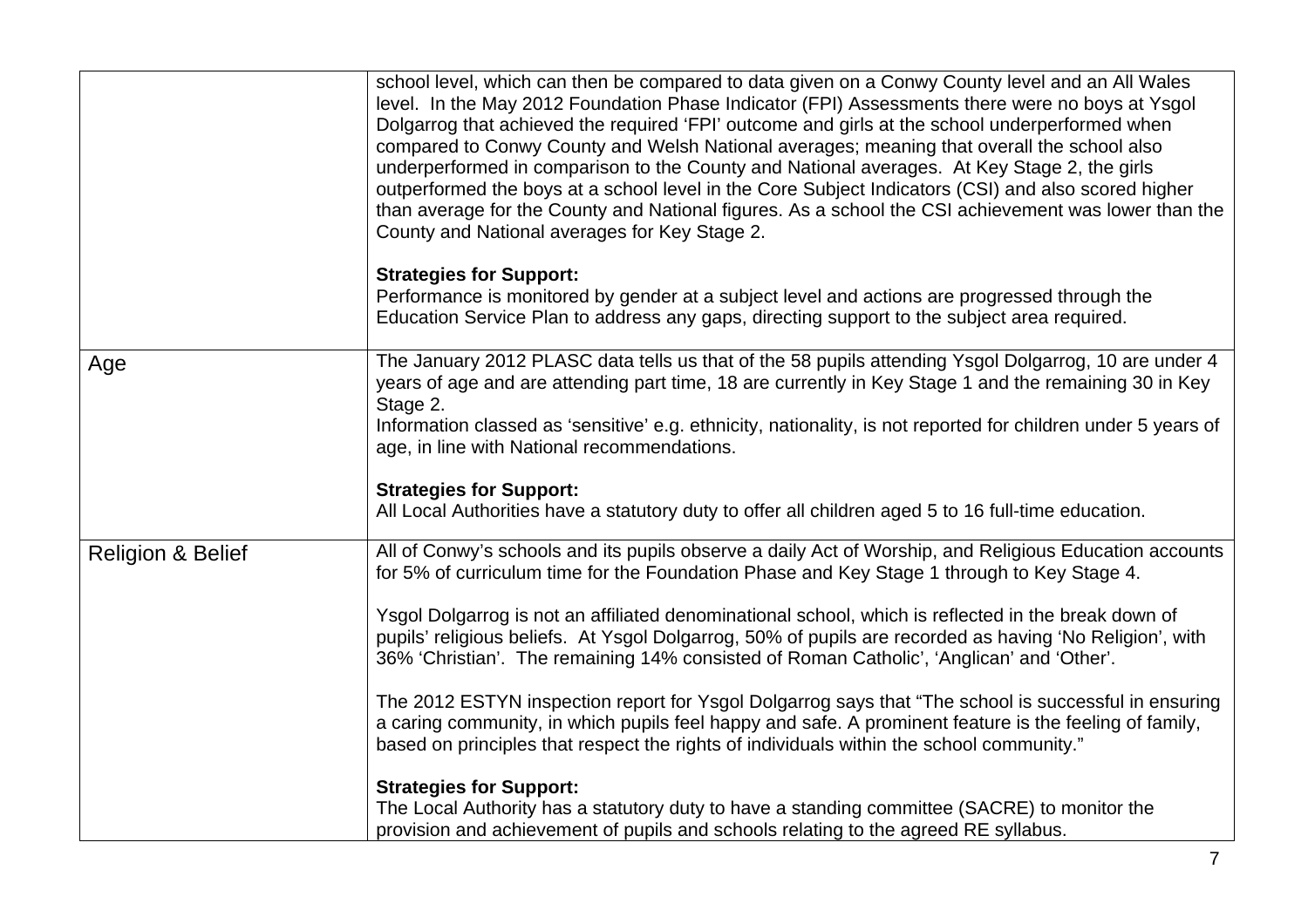| | |
|---|---|
| | school level, which can then be compared to data given on a Conwy County level and an All Wales level. In the May 2012 Foundation Phase Indicator (FPI) Assessments there were no boys at Ysgol Dolgarrog that achieved the required 'FPI' outcome and girls at the school underperformed when compared to Conwy County and Welsh National averages; meaning that overall the school also underperformed in comparison to the County and National averages. At Key Stage 2, the girls outperformed the boys at a school level in the Core Subject Indicators (CSI) and also scored higher than average for the County and National figures. As a school the CSI achievement was lower than the County and National averages for Key Stage 2.<br><br>**Strategies for Support:**<br>Performance is monitored by gender at a subject level and actions are progressed through the Education Service Plan to address any gaps, directing support to the subject area required. |
| Age | The January 2012 PLASC data tells us that of the 58 pupils attending Ysgol Dolgarrog, 10 are under 4 years of age and are attending part time, 18 are currently in Key Stage 1 and the remaining 30 in Key Stage 2.<br>Information classed as 'sensitive' e.g. ethnicity, nationality, is not reported for children under 5 years of age, in line with National recommendations.<br><br>**Strategies for Support:**<br>All Local Authorities have a statutory duty to offer all children aged 5 to 16 full-time education. |
| Religion & Belief | All of Conwy's schools and its pupils observe a daily Act of Worship, and Religious Education accounts for 5% of curriculum time for the Foundation Phase and Key Stage 1 through to Key Stage 4.<br><br>Ysgol Dolgarrog is not an affiliated denominational school, which is reflected in the break down of pupils' religious beliefs. At Ysgol Dolgarrog, 50% of pupils are recorded as having 'No Religion', with 36% 'Christian'. The remaining 14% consisted of Roman Catholic', 'Anglican' and 'Other'.<br><br>The 2012 ESTYN inspection report for Ysgol Dolgarrog says that "The school is successful in ensuring a caring community, in which pupils feel happy and safe. A prominent feature is the feeling of family, based on principles that respect the rights of individuals within the school community."<br><br>**Strategies for Support:**<br>The Local Authority has a statutory duty to have a standing committee (SACRE) to monitor the provision and achievement of pupils and schools relating to the agreed RE syllabus. |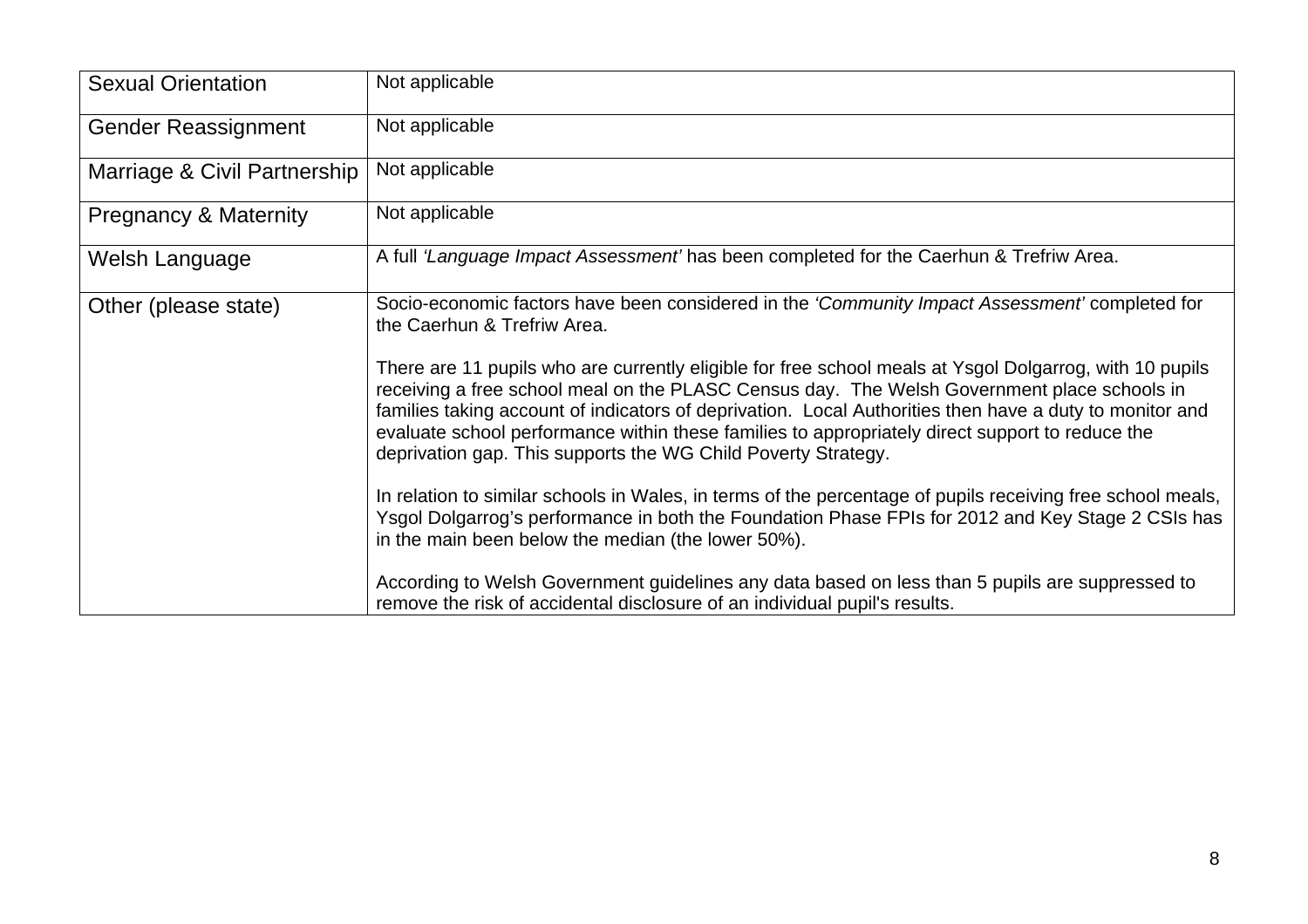| | |
|---|---|
| Sexual Orientation | Not applicable |
| Gender Reassignment | Not applicable |
| Marriage & Civil Partnership | Not applicable |
| Pregnancy & Maternity | Not applicable |
| Welsh Language | A full *'Language Impact Assessment'* has been completed for the Caerhun & Trefriw Area. |
| Other (please state) | Socio-economic factors have been considered in the *'Community Impact Assessment'* completed for the Caerhun & Trefriw Area.<br><br>There are 11 pupils who are currently eligible for free school meals at Ysgol Dolgarrog, with 10 pupils receiving a free school meal on the PLASC Census day. The Welsh Government place schools in families taking account of indicators of deprivation. Local Authorities then have a duty to monitor and evaluate school performance within these families to appropriately direct support to reduce the deprivation gap. This supports the WG Child Poverty Strategy.<br><br>In relation to similar schools in Wales, in terms of the percentage of pupils receiving free school meals, Ysgol Dolgarrog's performance in both the Foundation Phase FPIs for 2012 and Key Stage 2 CSIs has in the main been below the median (the lower 50%).<br><br>According to Welsh Government guidelines any data based on less than 5 pupils are suppressed to remove the risk of accidental disclosure of an individual pupil's results. |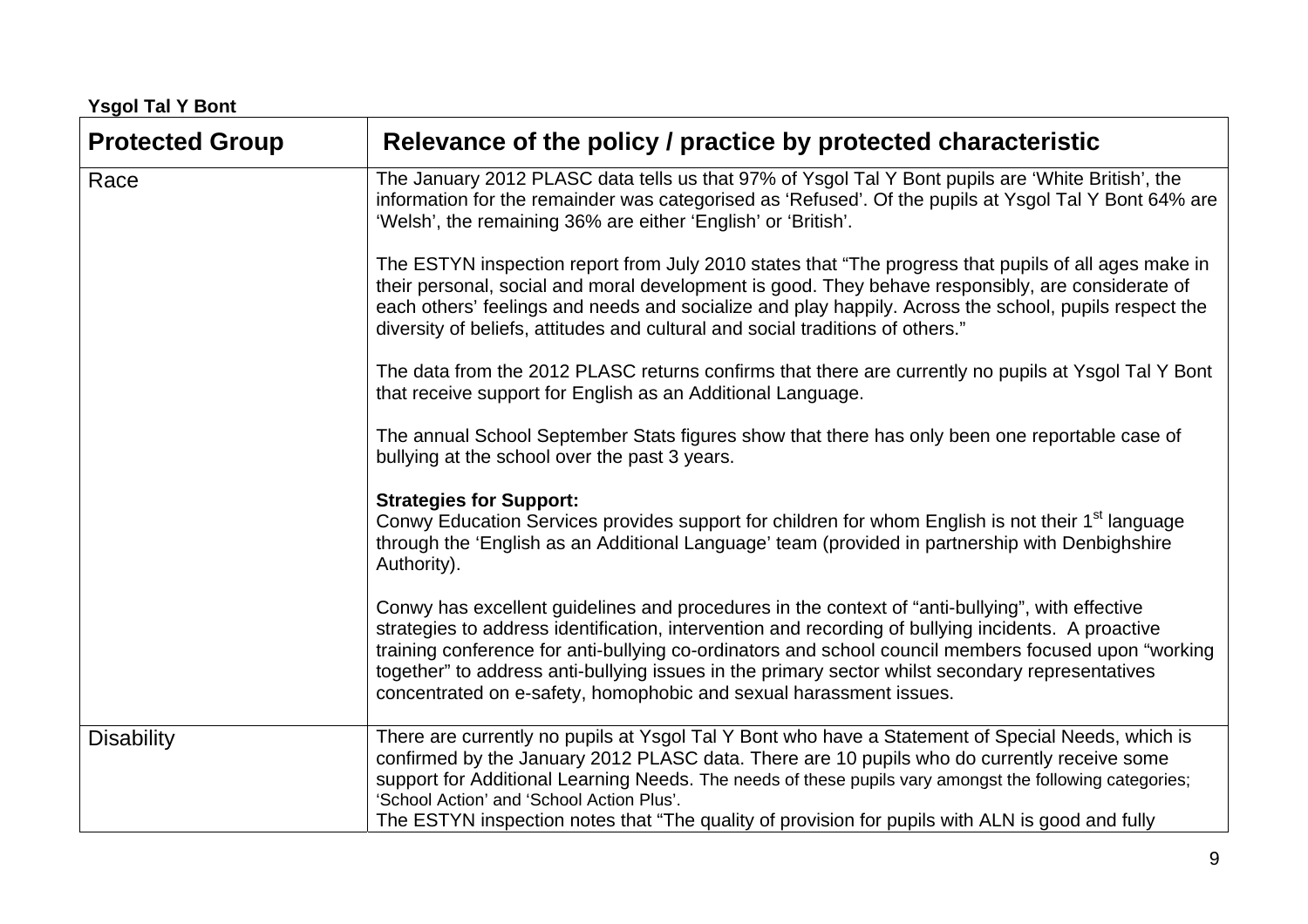**Ysgol Tal Y Bont**

| Protected Group | Relevance of the policy / practice by protected characteristic |
|---|---|
| Race | The January 2012 PLASC data tells us that 97% of Ysgol Tal Y Bont pupils are 'White British', the information for the remainder was categorised as 'Refused'. Of the pupils at Ysgol Tal Y Bont 64% are 'Welsh', the remaining 36% are either 'English' or 'British'.<br><br>The ESTYN inspection report from July 2010 states that "The progress that pupils of all ages make in their personal, social and moral development is good. They behave responsibly, are considerate of each others' feelings and needs and socialize and play happily. Across the school, pupils respect the diversity of beliefs, attitudes and cultural and social traditions of others."<br><br>The data from the 2012 PLASC returns confirms that there are currently no pupils at Ysgol Tal Y Bont that receive support for English as an Additional Language.<br><br>The annual School September Stats figures show that there has only been one reportable case of bullying at the school over the past 3 years.<br><br>**Strategies for Support:**<br>Conwy Education Services provides support for children for whom English is not their 1st language through the 'English as an Additional Language' team (provided in partnership with Denbighshire Authority).<br><br>Conwy has excellent guidelines and procedures in the context of "anti-bullying", with effective strategies to address identification, intervention and recording of bullying incidents. A proactive training conference for anti-bullying co-ordinators and school council members focused upon "working together" to address anti-bullying issues in the primary sector whilst secondary representatives concentrated on e-safety, homophobic and sexual harassment issues. |
| Disability | There are currently no pupils at Ysgol Tal Y Bont who have a Statement of Special Needs, which is confirmed by the January 2012 PLASC data. There are 10 pupils who do currently receive some support for Additional Learning Needs. The needs of these pupils vary amongst the following categories; 'School Action' and 'School Action Plus'.<br>The ESTYN inspection notes that "The quality of provision for pupils with ALN is good and fully |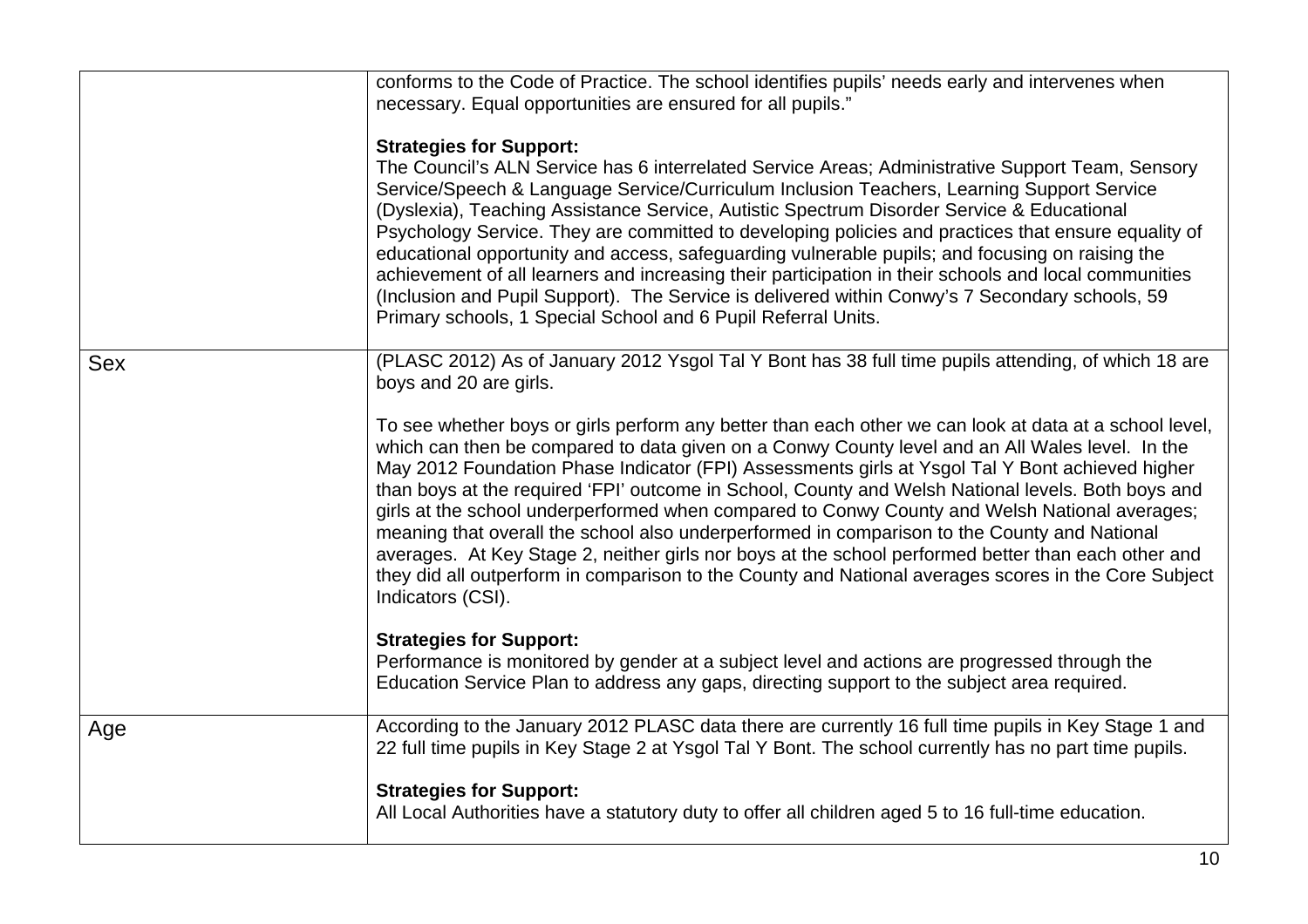| | |
|---|---|
| | conforms to the Code of Practice. The school identifies pupils' needs early and intervenes when necessary. Equal opportunities are ensured for all pupils."<br><br>**Strategies for Support:**<br>The Council's ALN Service has 6 interrelated Service Areas; Administrative Support Team, Sensory Service/Speech & Language Service/Curriculum Inclusion Teachers, Learning Support Service (Dyslexia), Teaching Assistance Service, Autistic Spectrum Disorder Service & Educational Psychology Service. They are committed to developing policies and practices that ensure equality of educational opportunity and access, safeguarding vulnerable pupils; and focusing on raising the achievement of all learners and increasing their participation in their schools and local communities (Inclusion and Pupil Support). The Service is delivered within Conwy's 7 Secondary schools, 59 Primary schools, 1 Special School and 6 Pupil Referral Units. |
| Sex | (PLASC 2012) As of January 2012 Ysgol Tal Y Bont has 38 full time pupils attending, of which 18 are boys and 20 are girls.<br><br>To see whether boys or girls perform any better than each other we can look at data at a school level, which can then be compared to data given on a Conwy County level and an All Wales level. In the May 2012 Foundation Phase Indicator (FPI) Assessments girls at Ysgol Tal Y Bont achieved higher than boys at the required 'FPI' outcome in School, County and Welsh National levels. Both boys and girls at the school underperformed when compared to Conwy County and Welsh National averages; meaning that overall the school also underperformed in comparison to the County and National averages. At Key Stage 2, neither girls nor boys at the school performed better than each other and they did all outperform in comparison to the County and National averages scores in the Core Subject Indicators (CSI).<br><br>**Strategies for Support:**<br>Performance is monitored by gender at a subject level and actions are progressed through the Education Service Plan to address any gaps, directing support to the subject area required. |
| Age | According to the January 2012 PLASC data there are currently 16 full time pupils in Key Stage 1 and 22 full time pupils in Key Stage 2 at Ysgol Tal Y Bont. The school currently has no part time pupils.<br><br>**Strategies for Support:**<br>All Local Authorities have a statutory duty to offer all children aged 5 to 16 full-time education. |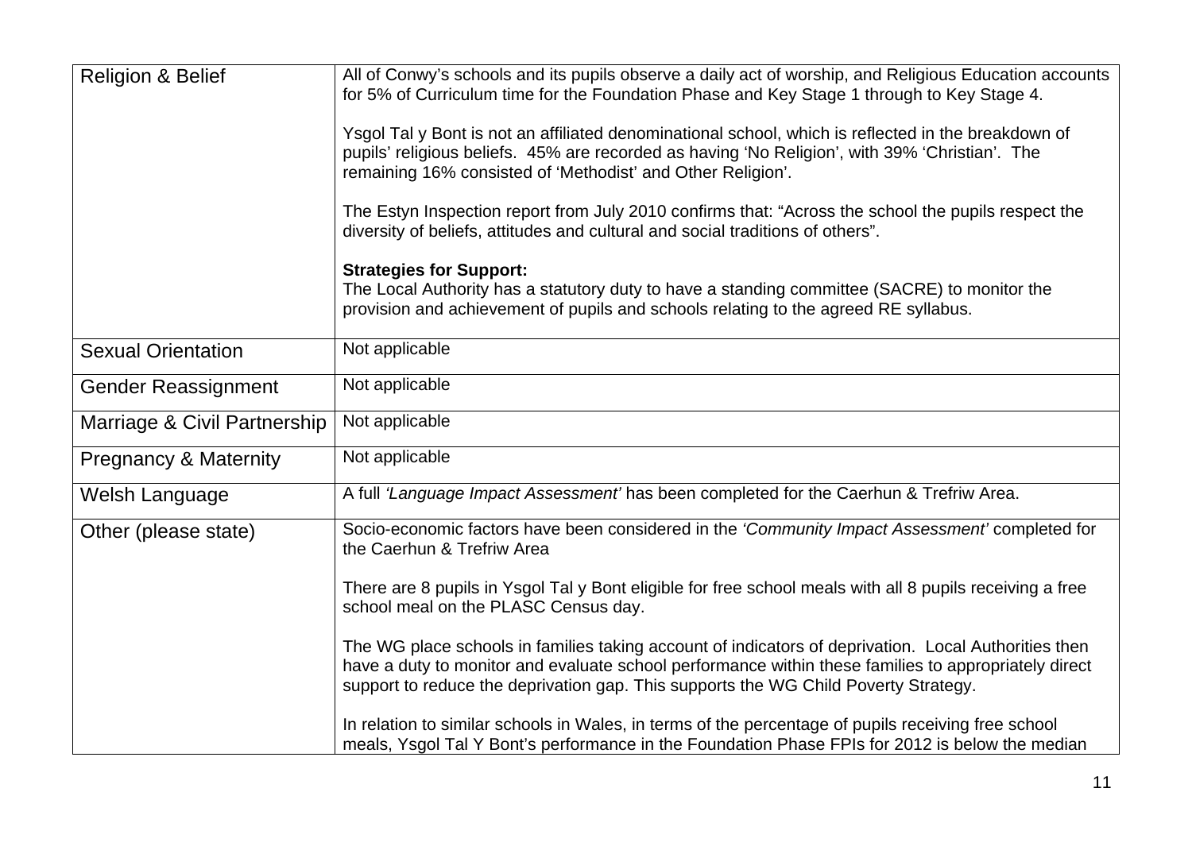| | |
|---|---|
| Religion & Belief | All of Conwy's schools and its pupils observe a daily act of worship, and Religious Education accounts for 5% of Curriculum time for the Foundation Phase and Key Stage 1 through to Key Stage 4.<br><br>Ysgol Tal y Bont is not an affiliated denominational school, which is reflected in the breakdown of pupils' religious beliefs. 45% are recorded as having 'No Religion', with 39% 'Christian'. The remaining 16% consisted of 'Methodist' and Other Religion'.<br><br>The Estyn Inspection report from July 2010 confirms that: "Across the school the pupils respect the diversity of beliefs, attitudes and cultural and social traditions of others".<br><br>**Strategies for Support:**<br>The Local Authority has a statutory duty to have a standing committee (SACRE) to monitor the provision and achievement of pupils and schools relating to the agreed RE syllabus. |
| Sexual Orientation | Not applicable |
| Gender Reassignment | Not applicable |
| Marriage & Civil Partnership | Not applicable |
| Pregnancy & Maternity | Not applicable |
| Welsh Language | A full *'Language Impact Assessment'* has been completed for the Caerhun & Trefriw Area. |
| Other (please state) | Socio-economic factors have been considered in the *'Community Impact Assessment'* completed for the Caerhun & Trefriw Area<br><br>There are 8 pupils in Ysgol Tal y Bont eligible for free school meals with all 8 pupils receiving a free school meal on the PLASC Census day.<br><br>The WG place schools in families taking account of indicators of deprivation. Local Authorities then have a duty to monitor and evaluate school performance within these families to appropriately direct support to reduce the deprivation gap. This supports the WG Child Poverty Strategy.<br><br>In relation to similar schools in Wales, in terms of the percentage of pupils receiving free school meals, Ysgol Tal Y Bont's performance in the Foundation Phase FPIs for 2012 is below the median |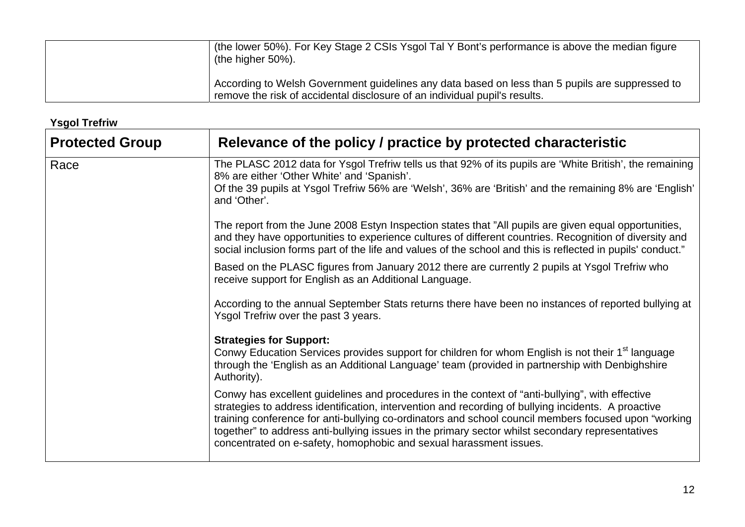| | |
|---|---|
| | (the lower 50%). For Key Stage 2 CSIs Ysgol Tal Y Bont's performance is above the median figure (the higher 50%).<br><br>According to Welsh Government guidelines any data based on less than 5 pupils are suppressed to remove the risk of accidental disclosure of an individual pupil's results. |

**Ysgol Trefriw**

| Protected Group | Relevance of the policy / practice by protected characteristic |
|---|---|
| Race | The PLASC 2012 data for Ysgol Trefriw tells us that 92% of its pupils are 'White British', the remaining 8% are either 'Other White' and 'Spanish'.<br>Of the 39 pupils at Ysgol Trefriw 56% are 'Welsh', 36% are 'British' and the remaining 8% are 'English' and 'Other'.<br><br>The report from the June 2008 Estyn Inspection states that "All pupils are given equal opportunities, and they have opportunities to experience cultures of different countries. Recognition of diversity and social inclusion forms part of the life and values of the school and this is reflected in pupils' conduct."<br><br>Based on the PLASC figures from January 2012 there are currently 2 pupils at Ysgol Trefriw who receive support for English as an Additional Language.<br><br>According to the annual September Stats returns there have been no instances of reported bullying at Ysgol Trefriw over the past 3 years.<br><br>**Strategies for Support:**<br>Conwy Education Services provides support for children for whom English is not their 1st language through the 'English as an Additional Language' team (provided in partnership with Denbighshire Authority).<br><br>Conwy has excellent guidelines and procedures in the context of "anti-bullying", with effective strategies to address identification, intervention and recording of bullying incidents. A proactive training conference for anti-bullying co-ordinators and school council members focused upon "working together" to address anti-bullying issues in the primary sector whilst secondary representatives concentrated on e-safety, homophobic and sexual harassment issues. |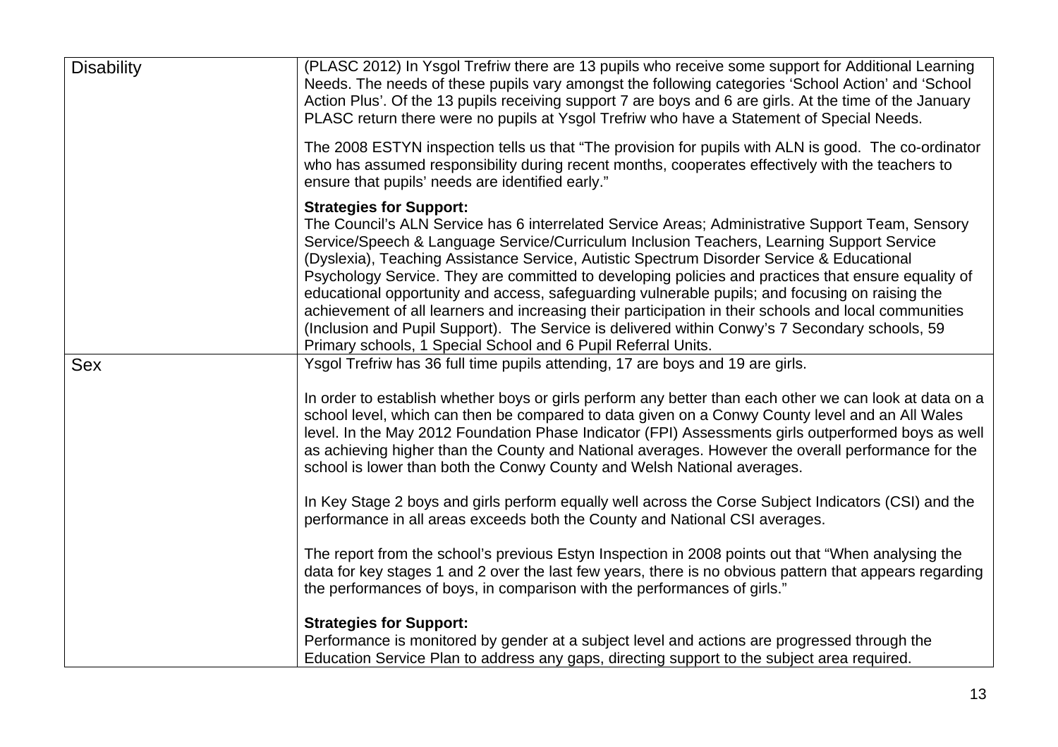| | |
|---|---|
| Disability | (PLASC 2012) In Ysgol Trefriw there are 13 pupils who receive some support for Additional Learning Needs. The needs of these pupils vary amongst the following categories 'School Action' and 'School Action Plus'. Of the 13 pupils receiving support 7 are boys and 6 are girls. At the time of the January PLASC return there were no pupils at Ysgol Trefriw who have a Statement of Special Needs.<br><br>The 2008 ESTYN inspection tells us that "The provision for pupils with ALN is good. The co-ordinator who has assumed responsibility during recent months, cooperates effectively with the teachers to ensure that pupils' needs are identified early."<br><br>**Strategies for Support:**<br>The Council's ALN Service has 6 interrelated Service Areas; Administrative Support Team, Sensory Service/Speech & Language Service/Curriculum Inclusion Teachers, Learning Support Service (Dyslexia), Teaching Assistance Service, Autistic Spectrum Disorder Service & Educational Psychology Service. They are committed to developing policies and practices that ensure equality of educational opportunity and access, safeguarding vulnerable pupils; and focusing on raising the achievement of all learners and increasing their participation in their schools and local communities (Inclusion and Pupil Support). The Service is delivered within Conwy's 7 Secondary schools, 59 Primary schools, 1 Special School and 6 Pupil Referral Units. |
| Sex | Ysgol Trefriw has 36 full time pupils attending, 17 are boys and 19 are girls.<br><br>In order to establish whether boys or girls perform any better than each other we can look at data on a school level, which can then be compared to data given on a Conwy County level and an All Wales level. In the May 2012 Foundation Phase Indicator (FPI) Assessments girls outperformed boys as well as achieving higher than the County and National averages. However the overall performance for the school is lower than both the Conwy County and Welsh National averages.<br><br>In Key Stage 2 boys and girls perform equally well across the Corse Subject Indicators (CSI) and the performance in all areas exceeds both the County and National CSI averages.<br><br>The report from the school's previous Estyn Inspection in 2008 points out that "When analysing the data for key stages 1 and 2 over the last few years, there is no obvious pattern that appears regarding the performances of boys, in comparison with the performances of girls."<br><br>**Strategies for Support:**<br>Performance is monitored by gender at a subject level and actions are progressed through the Education Service Plan to address any gaps, directing support to the subject area required. |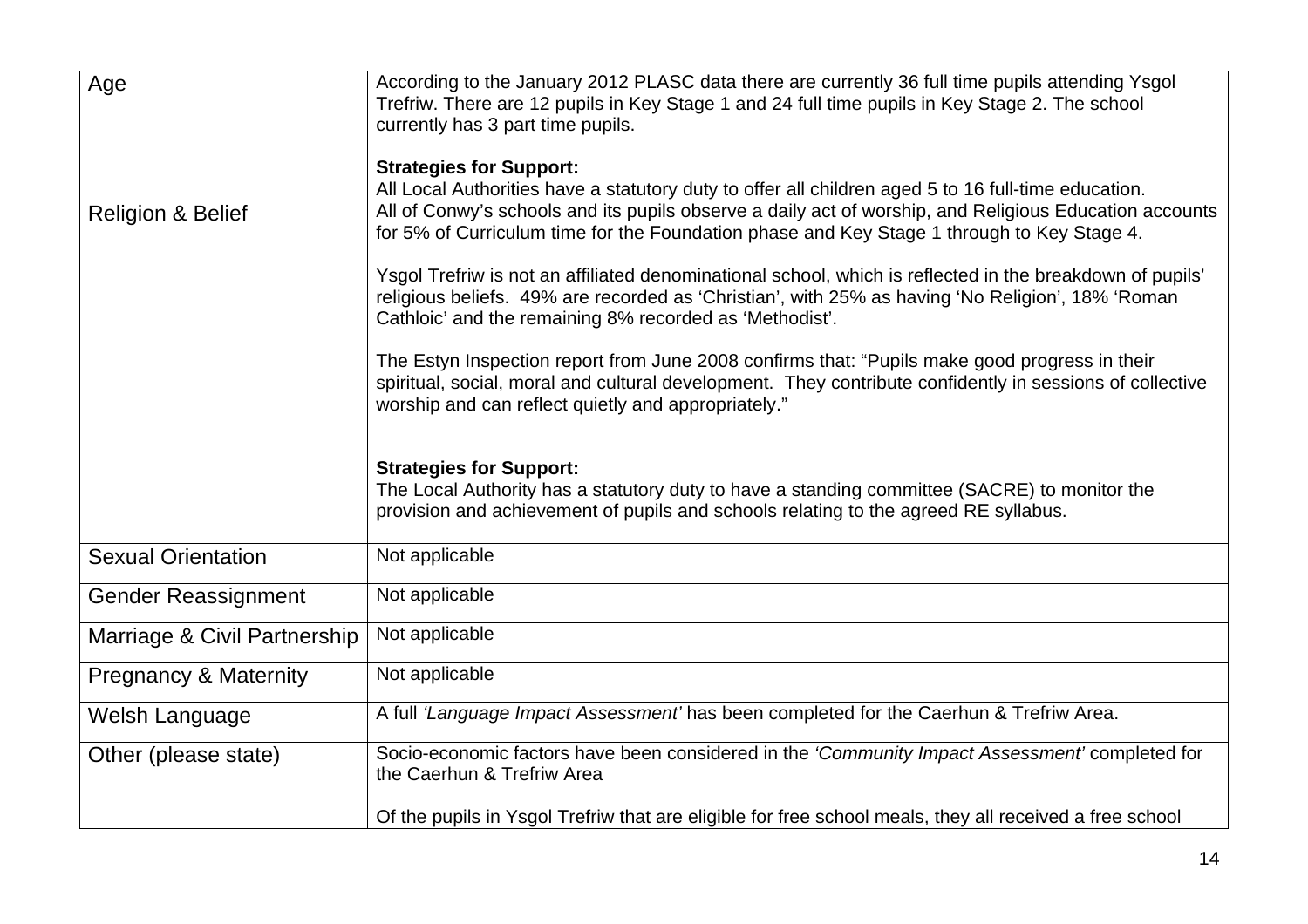| | |
|---|---|
| Age | According to the January 2012 PLASC data there are currently 36 full time pupils attending Ysgol Trefriw. There are 12 pupils in Key Stage 1 and 24 full time pupils in Key Stage 2. The school currently has 3 part time pupils.<br><br>**Strategies for Support:**<br>All Local Authorities have a statutory duty to offer all children aged 5 to 16 full-time education. |
| Religion & Belief | All of Conwy's schools and its pupils observe a daily act of worship, and Religious Education accounts for 5% of Curriculum time for the Foundation phase and Key Stage 1 through to Key Stage 4.<br><br>Ysgol Trefriw is not an affiliated denominational school, which is reflected in the breakdown of pupils' religious beliefs. 49% are recorded as 'Christian', with 25% as having 'No Religion', 18% 'Roman Cathloic' and the remaining 8% recorded as 'Methodist'.<br><br>The Estyn Inspection report from June 2008 confirms that: "Pupils make good progress in their spiritual, social, moral and cultural development. They contribute confidently in sessions of collective worship and can reflect quietly and appropriately."<br><br>**Strategies for Support:**<br>The Local Authority has a statutory duty to have a standing committee (SACRE) to monitor the provision and achievement of pupils and schools relating to the agreed RE syllabus. |
| Sexual Orientation | Not applicable |
| Gender Reassignment | Not applicable |
| Marriage & Civil Partnership | Not applicable |
| Pregnancy & Maternity | Not applicable |
| Welsh Language | A full *'Language Impact Assessment'* has been completed for the Caerhun & Trefriw Area. |
| Other (please state) | Socio-economic factors have been considered in the *'Community Impact Assessment'* completed for the Caerhun & Trefriw Area<br><br>Of the pupils in Ysgol Trefriw that are eligible for free school meals, they all received a free school |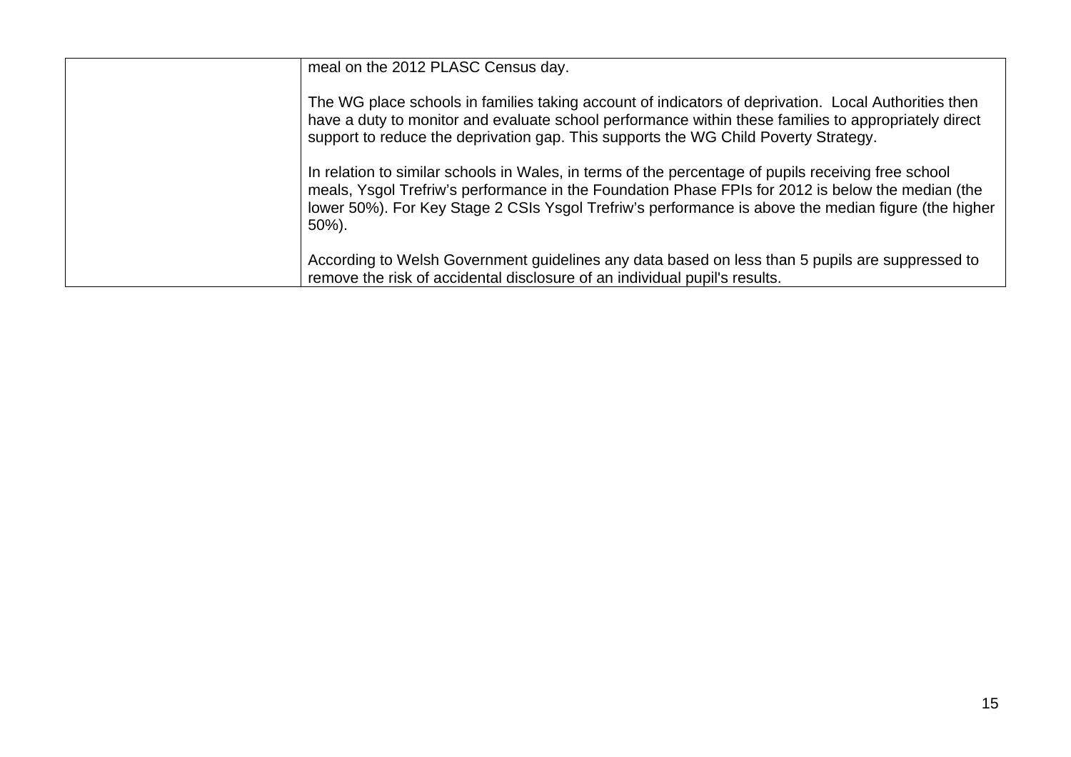| | |
|---|---|
| | meal on the 2012 PLASC Census day.<br><br>The WG place schools in families taking account of indicators of deprivation. Local Authorities then have a duty to monitor and evaluate school performance within these families to appropriately direct support to reduce the deprivation gap. This supports the WG Child Poverty Strategy.<br><br>In relation to similar schools in Wales, in terms of the percentage of pupils receiving free school meals, Ysgol Trefriw's performance in the Foundation Phase FPIs for 2012 is below the median (the lower 50%). For Key Stage 2 CSIs Ysgol Trefriw's performance is above the median figure (the higher 50%).<br><br>According to Welsh Government guidelines any data based on less than 5 pupils are suppressed to remove the risk of accidental disclosure of an individual pupil's results. |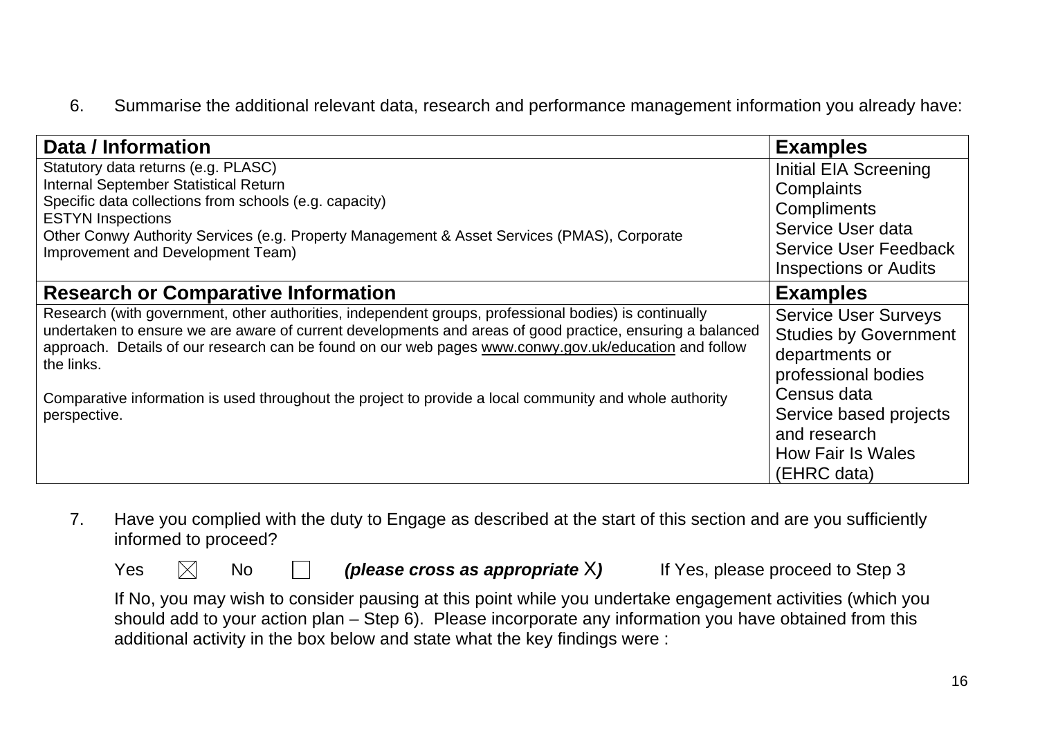6. Summarise the additional relevant data, research and performance management information you already have:

| Data / Information | Examples |
| --- | --- |
| Statutory data returns (e.g. PLASC)<br>Internal September Statistical Return<br>Specific data collections from schools (e.g. capacity)<br>ESTYN Inspections<br>Other Conwy Authority Services (e.g. Property Management & Asset Services (PMAS), Corporate Improvement and Development Team) | Initial EIA Screening<br>Complaints<br>Compliments<br>Service User data<br>Service User Feedback<br>Inspections or Audits |
| **Research or Comparative Information** | **Examples** |
| Research (with government, other authorities, independent groups, professional bodies) is continually undertaken to ensure we are aware of current developments and areas of good practice, ensuring a balanced approach. Details of our research can be found on our web pages www.conwy.gov.uk/education and follow the links.<br><br>Comparative information is used throughout the project to provide a local community and whole authority perspective. | Service User Surveys<br>Studies by Government departments or professional bodies<br>Census data<br>Service based projects and research<br>How Fair Is Wales (EHRC data) |

7. Have you complied with the duty to Engage as described at the start of this section and are you sufficiently informed to proceed?

Yes ☒ No ☐ ***(please cross as appropriate X)*** If Yes, please proceed to Step 3

If No, you may wish to consider pausing at this point while you undertake engagement activities (which you should add to your action plan – Step 6). Please incorporate any information you have obtained from this additional activity in the box below and state what the key findings were :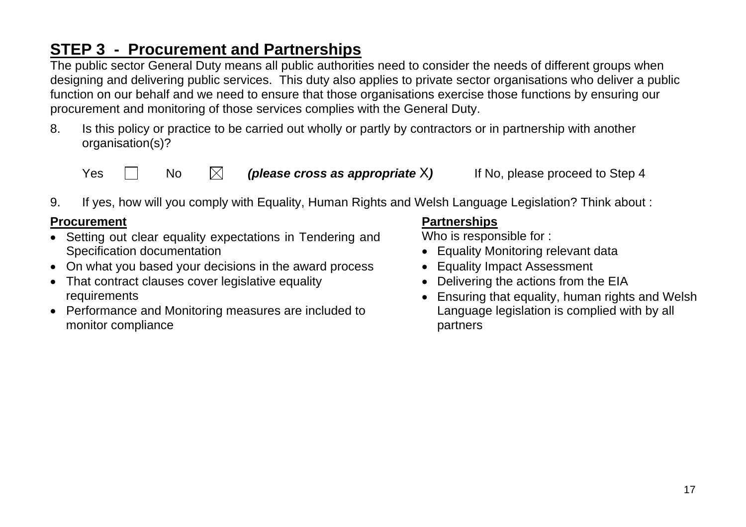# STEP 3 - Procurement and Partnerships

The public sector General Duty means all public authorities need to consider the needs of different groups when designing and delivering public services. This duty also applies to private sector organisations who deliver a public function on our behalf and we need to ensure that those organisations exercise those functions by ensuring our procurement and monitoring of those services complies with the General Duty.

8. Is this policy or practice to be carried out wholly or partly by contractors or in partnership with another organisation(s)?

   Yes ☐ No ☒ ***(please cross as appropriate* X*)*** If No, please proceed to Step 4

9. If yes, how will you comply with Equality, Human Rights and Welsh Language Legislation? Think about :

**Procurement**

- Setting out clear equality expectations in Tendering and Specification documentation
- On what you based your decisions in the award process
- That contract clauses cover legislative equality requirements
- Performance and Monitoring measures are included to monitor compliance

**Partnerships**

Who is responsible for :

- Equality Monitoring relevant data
- Equality Impact Assessment
- Delivering the actions from the EIA
- Ensuring that equality, human rights and Welsh Language legislation is complied with by all partners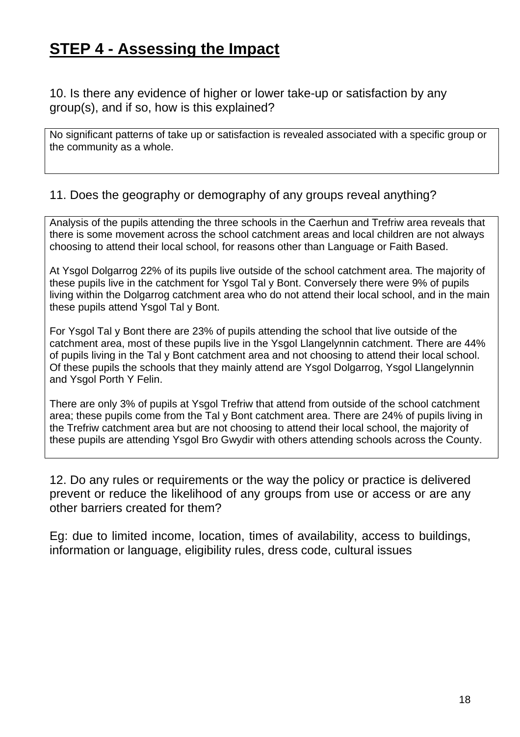# STEP 4 - Assessing the Impact

10. Is there any evidence of higher or lower take-up or satisfaction by any group(s), and if so, how is this explained?

No significant patterns of take up or satisfaction is revealed associated with a specific group or the community as a whole.

11. Does the geography or demography of any groups reveal anything?

Analysis of the pupils attending the three schools in the Caerhun and Trefriw area reveals that there is some movement across the school catchment areas and local children are not always choosing to attend their local school, for reasons other than Language or Faith Based.

At Ysgol Dolgarrog 22% of its pupils live outside of the school catchment area. The majority of these pupils live in the catchment for Ysgol Tal y Bont. Conversely there were 9% of pupils living within the Dolgarrog catchment area who do not attend their local school, and in the main these pupils attend Ysgol Tal y Bont.

For Ysgol Tal y Bont there are 23% of pupils attending the school that live outside of the catchment area, most of these pupils live in the Ysgol Llangelynnin catchment. There are 44% of pupils living in the Tal y Bont catchment area and not choosing to attend their local school. Of these pupils the schools that they mainly attend are Ysgol Dolgarrog, Ysgol Llangelynnin and Ysgol Porth Y Felin.

There are only 3% of pupils at Ysgol Trefriw that attend from outside of the school catchment area; these pupils come from the Tal y Bont catchment area. There are 24% of pupils living in the Trefriw catchment area but are not choosing to attend their local school, the majority of these pupils are attending Ysgol Bro Gwydir with others attending schools across the County.

12. Do any rules or requirements or the way the policy or practice is delivered prevent or reduce the likelihood of any groups from use or access or are any other barriers created for them?

Eg: due to limited income, location, times of availability, access to buildings, information or language, eligibility rules, dress code, cultural issues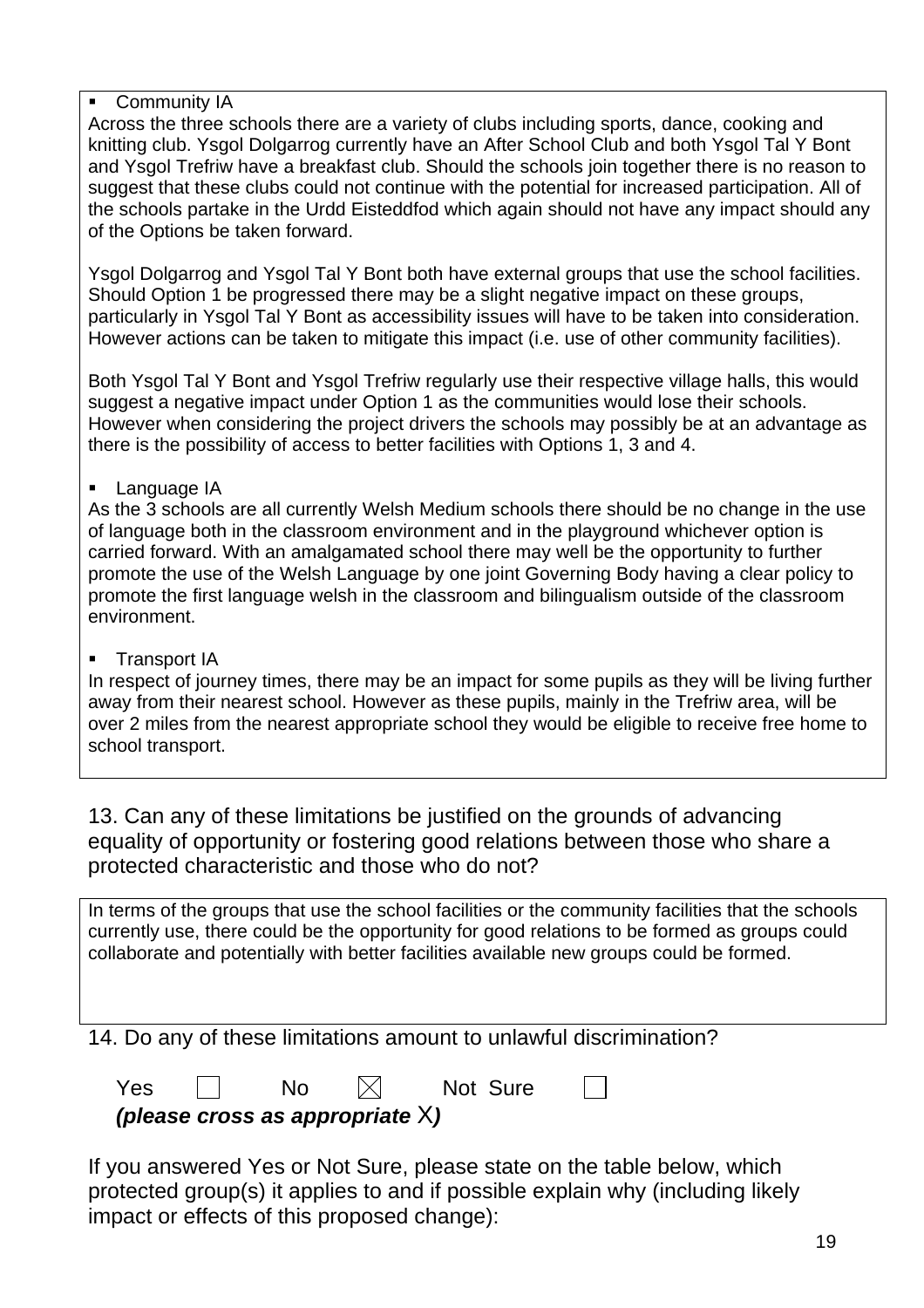- Community IA

Across the three schools there are a variety of clubs including sports, dance, cooking and knitting club. Ysgol Dolgarrog currently have an After School Club and both Ysgol Tal Y Bont and Ysgol Trefriw have a breakfast club. Should the schools join together there is no reason to suggest that these clubs could not continue with the potential for increased participation. All of the schools partake in the Urdd Eisteddfod which again should not have any impact should any of the Options be taken forward.

Ysgol Dolgarrog and Ysgol Tal Y Bont both have external groups that use the school facilities. Should Option 1 be progressed there may be a slight negative impact on these groups, particularly in Ysgol Tal Y Bont as accessibility issues will have to be taken into consideration. However actions can be taken to mitigate this impact (i.e. use of other community facilities).

Both Ysgol Tal Y Bont and Ysgol Trefriw regularly use their respective village halls, this would suggest a negative impact under Option 1 as the communities would lose their schools. However when considering the project drivers the schools may possibly be at an advantage as there is the possibility of access to better facilities with Options 1, 3 and 4.

- Language IA

As the 3 schools are all currently Welsh Medium schools there should be no change in the use of language both in the classroom environment and in the playground whichever option is carried forward. With an amalgamated school there may well be the opportunity to further promote the use of the Welsh Language by one joint Governing Body having a clear policy to promote the first language welsh in the classroom and bilingualism outside of the classroom environment.

- Transport IA

In respect of journey times, there may be an impact for some pupils as they will be living further away from their nearest school. However as these pupils, mainly in the Trefriw area, will be over 2 miles from the nearest appropriate school they would be eligible to receive free home to school transport.

13. Can any of these limitations be justified on the grounds of advancing equality of opportunity or fostering good relations between those who share a protected characteristic and those who do not?

In terms of the groups that use the school facilities or the community facilities that the schools currently use, there could be the opportunity for good relations to be formed as groups could collaborate and potentially with better facilities available new groups could be formed.

14. Do any of these limitations amount to unlawful discrimination?

Yes ☐ No ☒ Not Sure ☐

***(please cross as appropriate X)***

If you answered Yes or Not Sure, please state on the table below, which protected group(s) it applies to and if possible explain why (including likely impact or effects of this proposed change):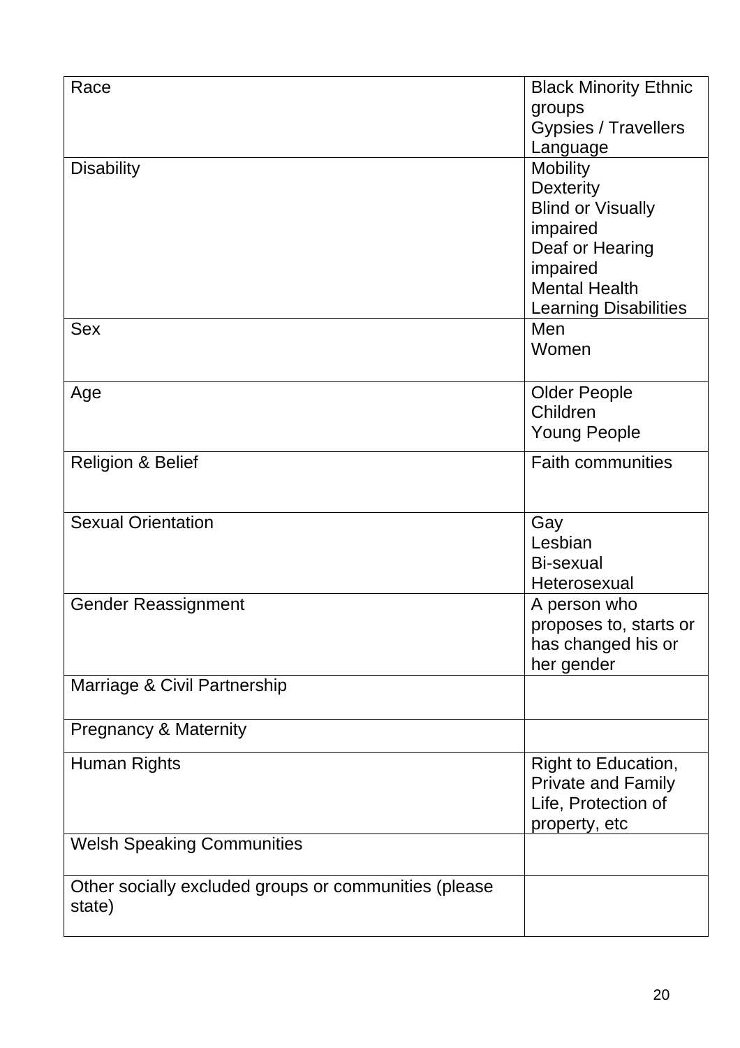| Race | Black Minority Ethnic groups<br>Gypsies / Travellers<br>Language |
|---|---|
| Disability | Mobility<br>Dexterity<br>Blind or Visually impaired<br>Deaf or Hearing impaired<br>Mental Health<br>Learning Disabilities |
| Sex | Men<br>Women |
| Age | Older People<br>Children<br>Young People |
| Religion & Belief | Faith communities |
| Sexual Orientation | Gay<br>Lesbian<br>Bi-sexual<br>Heterosexual |
| Gender Reassignment | A person who proposes to, starts or has changed his or her gender |
| Marriage & Civil Partnership | |
| Pregnancy & Maternity | |
| Human Rights | Right to Education, Private and Family Life, Protection of property, etc |
| Welsh Speaking Communities | |
| Other socially excluded groups or communities (please state) | |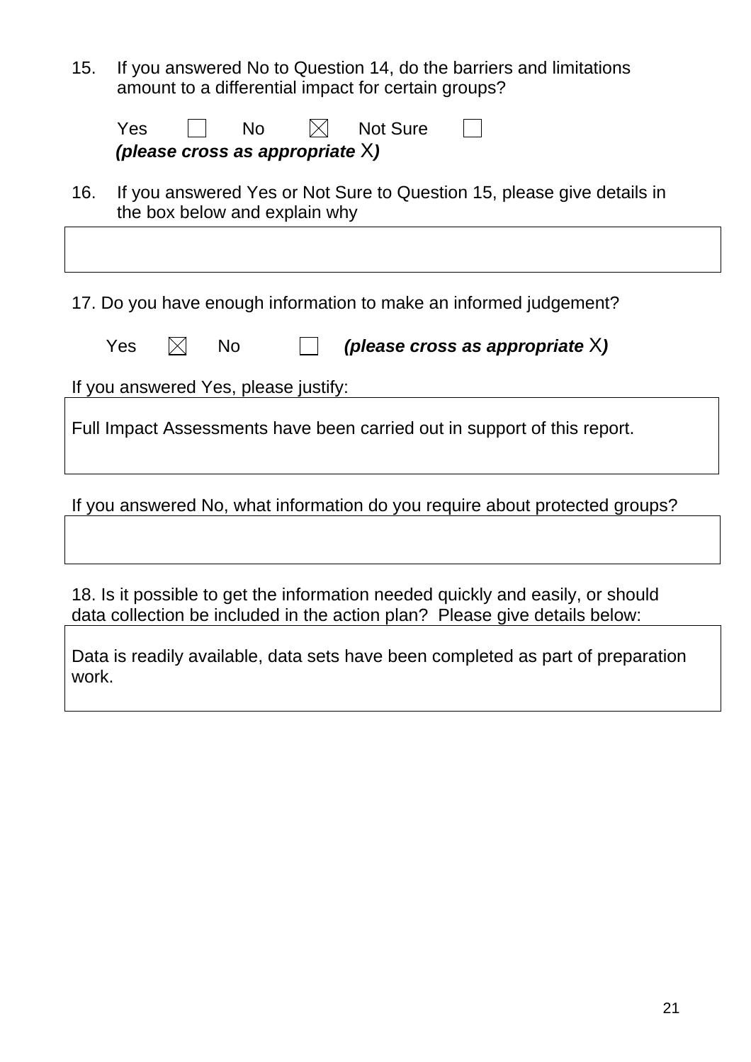15. If you answered No to Question 14, do the barriers and limitations amount to a differential impact for certain groups?

    Yes ☐ No ☒ Not Sure ☐
    ***(please cross as appropriate*** X***)***

16. If you answered Yes or Not Sure to Question 15, please give details in the box below and explain why

| |
|---|
| |

17. Do you have enough information to make an informed judgement?

    Yes ☒ No ☐ ***(please cross as appropriate*** X***)***

If you answered Yes, please justify:

| |
|---|
| Full Impact Assessments have been carried out in support of this report. |

If you answered No, what information do you require about protected groups?

| |
|---|
| |

18. Is it possible to get the information needed quickly and easily, or should data collection be included in the action plan? Please give details below:

| |
|---|
| Data is readily available, data sets have been completed as part of preparation work. |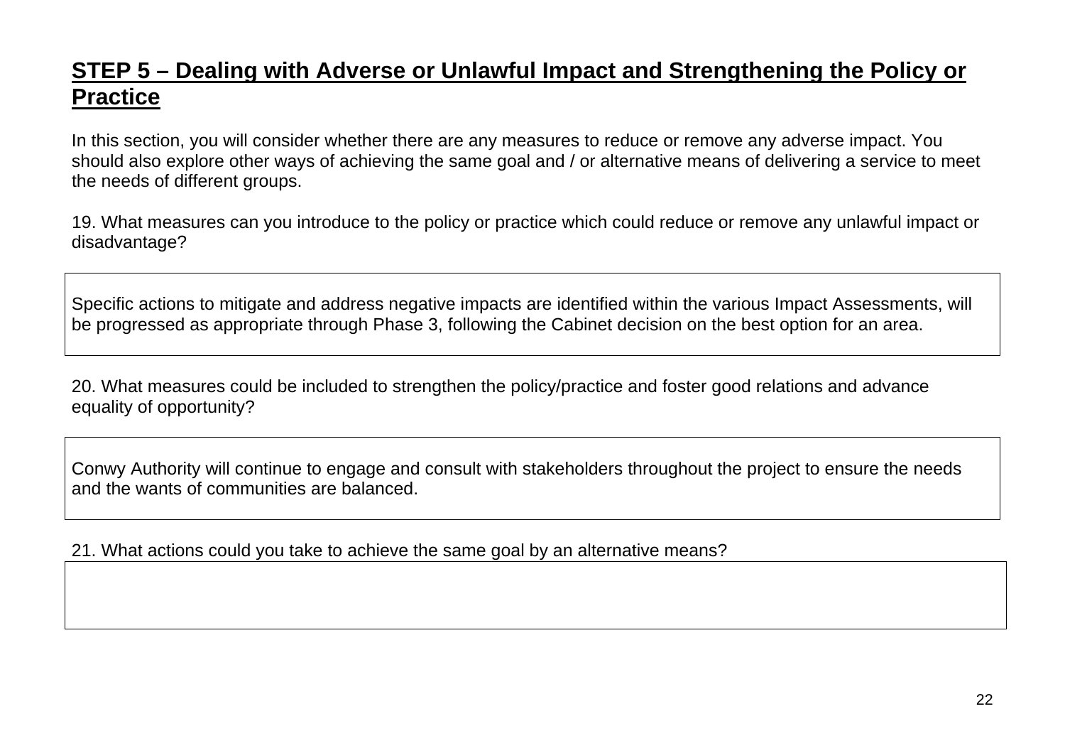## **STEP 5 – Dealing with Adverse or Unlawful Impact and Strengthening the Policy or Practice**

In this section, you will consider whether there are any measures to reduce or remove any adverse impact. You should also explore other ways of achieving the same goal and / or alternative means of delivering a service to meet the needs of different groups.

19. What measures can you introduce to the policy or practice which could reduce or remove any unlawful impact or disadvantage?

| Specific actions to mitigate and address negative impacts are identified within the various Impact Assessments, will be progressed as appropriate through Phase 3, following the Cabinet decision on the best option for an area. |
|---|

20. What measures could be included to strengthen the policy/practice and foster good relations and advance equality of opportunity?

| Conwy Authority will continue to engage and consult with stakeholders throughout the project to ensure the needs and the wants of communities are balanced. |
|---|

21. What actions could you take to achieve the same goal by an alternative means?

| |
|---|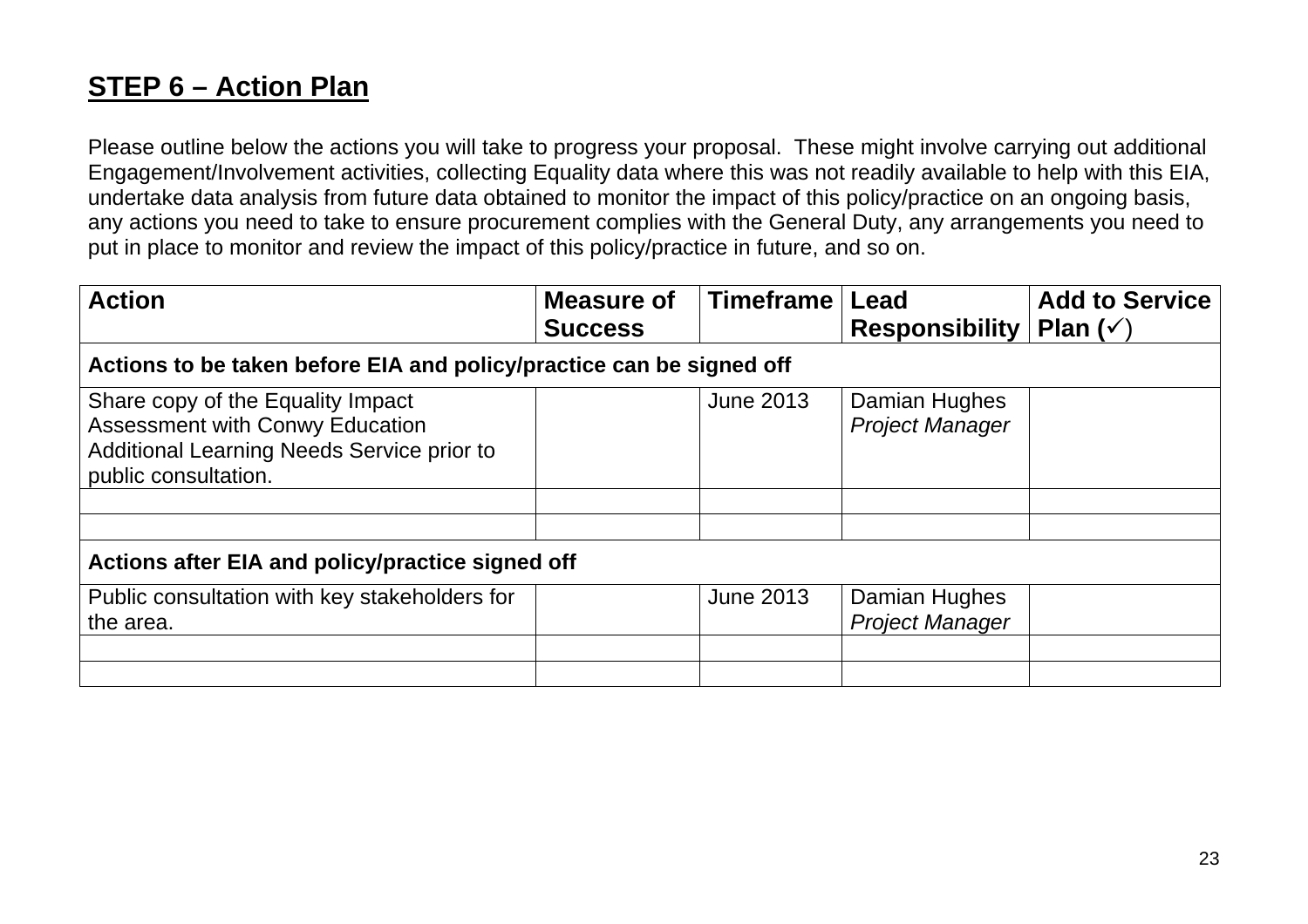## **STEP 6 – Action Plan**

Please outline below the actions you will take to progress your proposal. These might involve carrying out additional Engagement/Involvement activities, collecting Equality data where this was not readily available to help with this EIA, undertake data analysis from future data obtained to monitor the impact of this policy/practice on an ongoing basis, any actions you need to take to ensure procurement complies with the General Duty, any arrangements you need to put in place to monitor and review the impact of this policy/practice in future, and so on.

| Action | Measure of Success | Timeframe | Lead Responsibility | Add to Service Plan (✓) |
|---|---|---|---|---|
| **Actions to be taken before EIA and policy/practice can be signed off** | | | | |
| Share copy of the Equality Impact Assessment with Conwy Education Additional Learning Needs Service prior to public consultation. | | June 2013 | Damian Hughes *Project Manager* | |
| | | | | |
| | | | | |
| **Actions after EIA and policy/practice signed off** | | | | |
| Public consultation with key stakeholders for the area. | | June 2013 | Damian Hughes *Project Manager* | |
| | | | | |
| | | | | |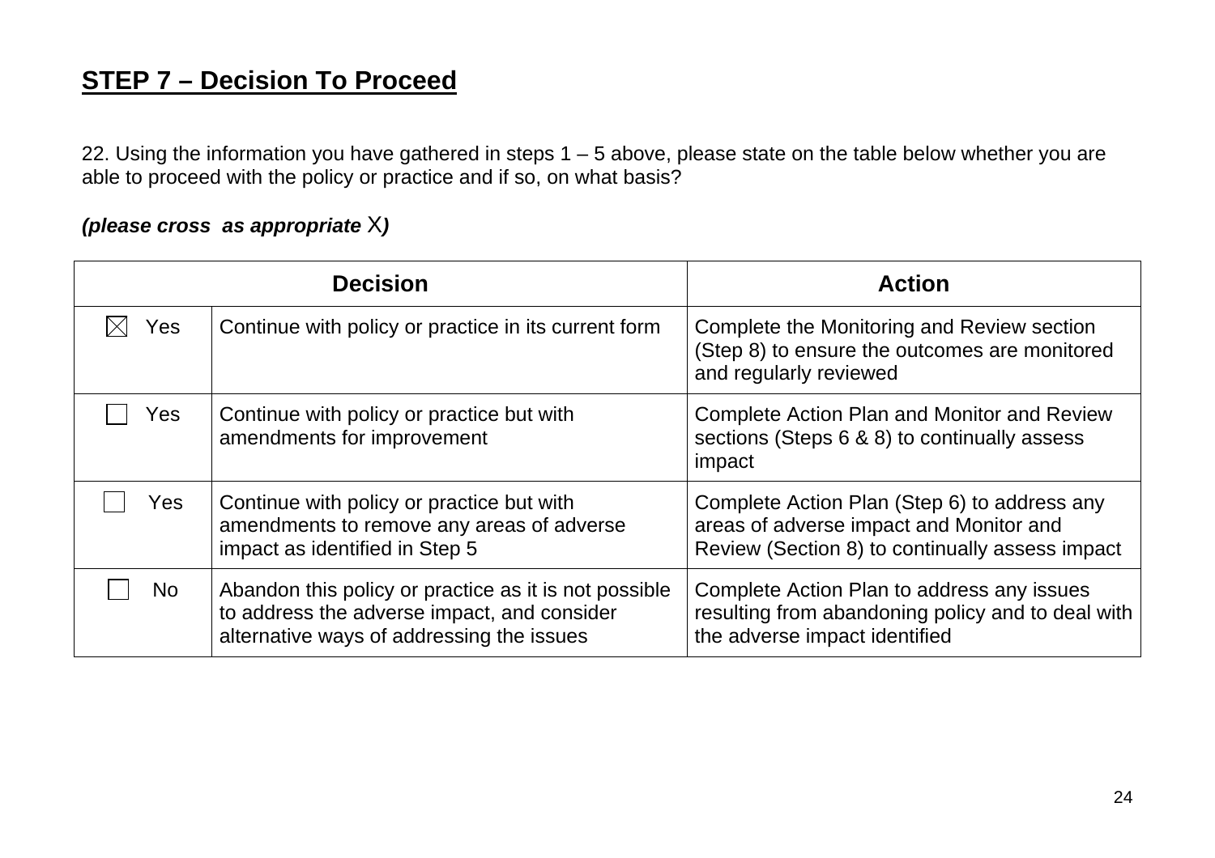## STEP 7 – Decision To Proceed

22. Using the information you have gathered in steps 1 – 5 above, please state on the table below whether you are able to proceed with the policy or practice and if so, on what basis?

***(please cross  as appropriate X)***

| Decision | | Action |
|---|---|---|
| ☒ Yes | Continue with policy or practice in its current form | Complete the Monitoring and Review section (Step 8) to ensure the outcomes are monitored and regularly reviewed |
| ☐ Yes | Continue with policy or practice but with amendments for improvement | Complete Action Plan and Monitor and Review sections (Steps 6 & 8) to continually assess impact |
| ☐ Yes | Continue with policy or practice but with amendments to remove any areas of adverse impact as identified in Step 5 | Complete Action Plan (Step 6) to address any areas of adverse impact and Monitor and Review (Section 8) to continually assess impact |
| ☐ No | Abandon this policy or practice as it is not possible to address the adverse impact, and consider alternative ways of addressing the issues | Complete Action Plan to address any issues resulting from abandoning policy and to deal with the adverse impact identified |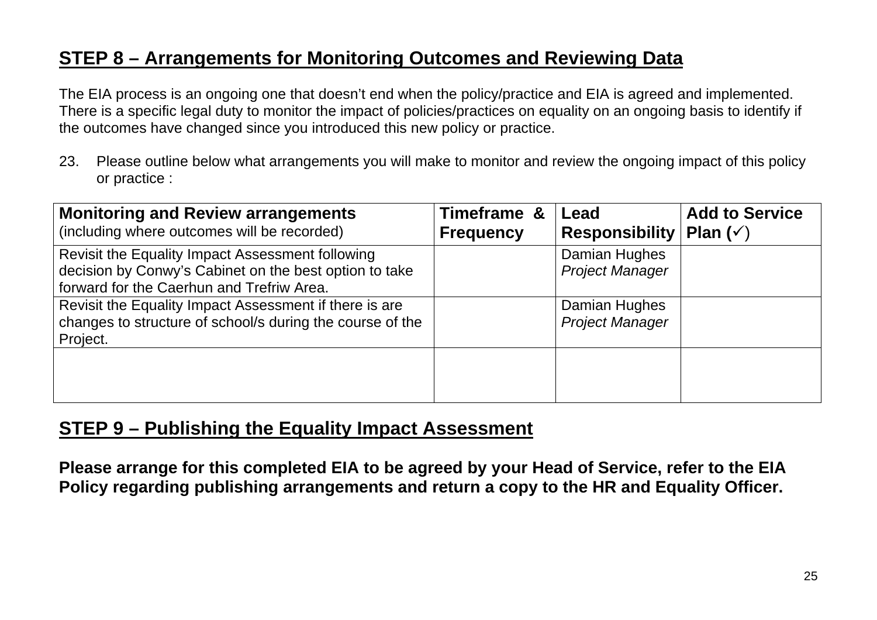## STEP 8 – Arrangements for Monitoring Outcomes and Reviewing Data

The EIA process is an ongoing one that doesn't end when the policy/practice and EIA is agreed and implemented. There is a specific legal duty to monitor the impact of policies/practices on equality on an ongoing basis to identify if the outcomes have changed since you introduced this new policy or practice.

23. Please outline below what arrangements you will make to monitor and review the ongoing impact of this policy or practice :

| **Monitoring and Review arrangements** (including where outcomes will be recorded) | **Timeframe & Frequency** | **Lead Responsibility** | **Add to Service Plan (✓)** |
|---|---|---|---|
| Revisit the Equality Impact Assessment following decision by Conwy's Cabinet on the best option to take forward for the Caerhun and Trefriw Area. | | Damian Hughes *Project Manager* | |
| Revisit the Equality Impact Assessment if there is are changes to structure of school/s during the course of the Project. | | Damian Hughes *Project Manager* | |
| | | | |

## STEP 9 – Publishing the Equality Impact Assessment

**Please arrange for this completed EIA to be agreed by your Head of Service, refer to the EIA Policy regarding publishing arrangements and return a copy to the HR and Equality Officer.**